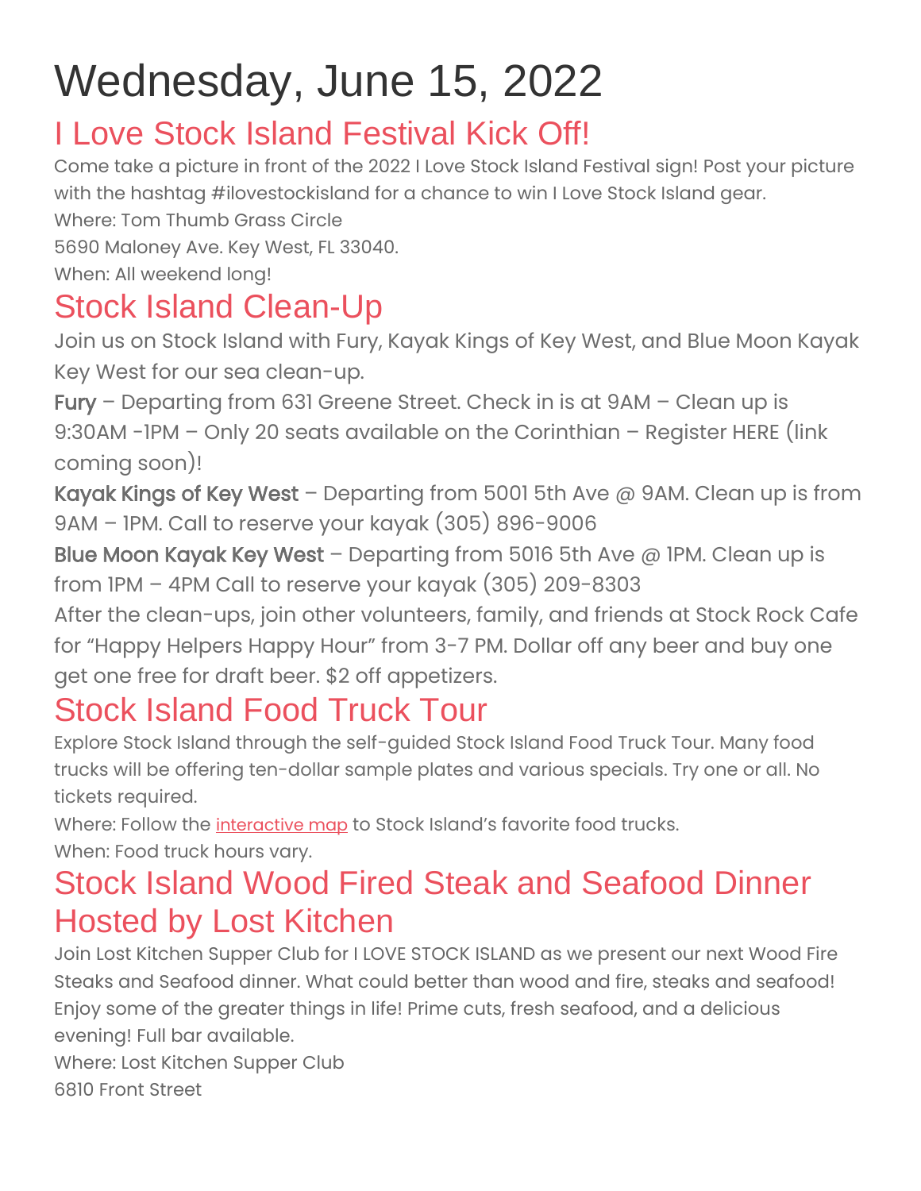# Wednesday, June 15, 2022

## I Love Stock Island Festival Kick Off!

Come take a picture in front of the 2022 I Love Stock Island Festival sign! Post your picture with the hashtag #ilovestockisland for a chance to win I Love Stock Island gear.

Where: Tom Thumb Grass Circle
5690 Maloney Ave. Key West, FL 33040.
When: All weekend long!

## Stock Island Clean-Up

Join us on Stock Island with Fury, Kayak Kings of Key West, and Blue Moon Kayak Key West for our sea clean-up.

**Fury** – Departing from 631 Greene Street. Check in is at 9AM – Clean up is 9:30AM -1PM – Only 20 seats available on the Corinthian – Register HERE (link coming soon)!

**Kayak Kings of Key West** – Departing from 5001 5th Ave @ 9AM. Clean up is from 9AM – 1PM. Call to reserve your kayak (305) 896-9006

**Blue Moon Kayak Key West** – Departing from 5016 5th Ave @ 1PM. Clean up is from 1PM – 4PM Call to reserve your kayak (305) 209-8303

After the clean-ups, join other volunteers, family, and friends at Stock Rock Cafe for "Happy Helpers Happy Hour" from 3-7 PM. Dollar off any beer and buy one get one free for draft beer. $2 off appetizers.

## Stock Island Food Truck Tour

Explore Stock Island through the self-guided Stock Island Food Truck Tour. Many food trucks will be offering ten-dollar sample plates and various specials. Try one or all. No tickets required.

Where: Follow the interactive map to Stock Island's favorite food trucks.
When: Food truck hours vary.

## Stock Island Wood Fired Steak and Seafood Dinner Hosted by Lost Kitchen

Join Lost Kitchen Supper Club for I LOVE STOCK ISLAND as we present our next Wood Fire Steaks and Seafood dinner. What could better than wood and fire, steaks and seafood! Enjoy some of the greater things in life! Prime cuts, fresh seafood, and a delicious evening! Full bar available.

Where: Lost Kitchen Supper Club
6810 Front Street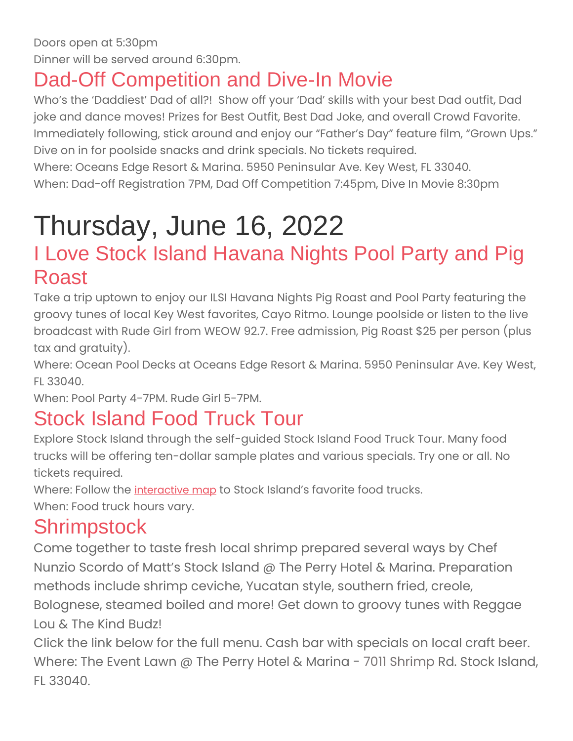Doors open at 5:30pm

Dinner will be served around 6:30pm.

## Dad-Off Competition and Dive-In Movie

Who's the 'Daddiest' Dad of all?! Show off your 'Dad' skills with your best Dad outfit, Dad joke and dance moves! Prizes for Best Outfit, Best Dad Joke, and overall Crowd Favorite. Immediately following, stick around and enjoy our "Father's Day" feature film, "Grown Ups." Dive on in for poolside snacks and drink specials. No tickets required.

Where: Oceans Edge Resort & Marina. 5950 Peninsular Ave. Key West, FL 33040.

When: Dad-off Registration 7PM, Dad Off Competition 7:45pm, Dive In Movie 8:30pm

# Thursday, June 16, 2022

## I Love Stock Island Havana Nights Pool Party and Pig Roast

Take a trip uptown to enjoy our ILSI Havana Nights Pig Roast and Pool Party featuring the groovy tunes of local Key West favorites, Cayo Ritmo. Lounge poolside or listen to the live broadcast with Rude Girl from WEOW 92.7. Free admission, Pig Roast $25 per person (plus tax and gratuity).

Where: Ocean Pool Decks at Oceans Edge Resort & Marina. 5950 Peninsular Ave. Key West, FL 33040.

When: Pool Party 4-7PM. Rude Girl 5-7PM.

## Stock Island Food Truck Tour

Explore Stock Island through the self-guided Stock Island Food Truck Tour. Many food trucks will be offering ten-dollar sample plates and various specials. Try one or all. No tickets required.

Where: Follow the interactive map to Stock Island's favorite food trucks.

When: Food truck hours vary.

## Shrimpstock

Come together to taste fresh local shrimp prepared several ways by Chef Nunzio Scordo of Matt's Stock Island @ The Perry Hotel & Marina. Preparation methods include shrimp ceviche, Yucatan style, southern fried, creole, Bolognese, steamed boiled and more! Get down to groovy tunes with Reggae Lou & The Kind Budz!

Click the link below for the full menu. Cash bar with specials on local craft beer.

Where: The Event Lawn @ The Perry Hotel & Marina - 7011 Shrimp Rd. Stock Island, FL 33040.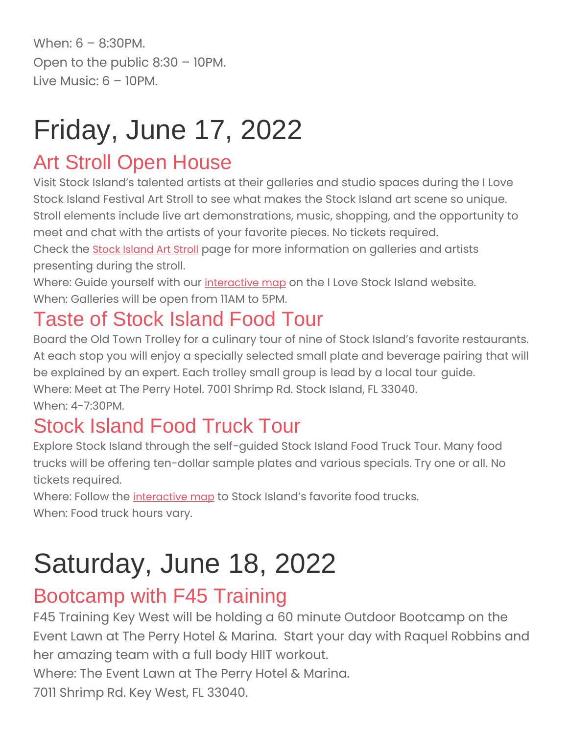When: 6 – 8:30PM.
Open to the public 8:30 – 10PM.
Live Music: 6 – 10PM.

# Friday, June 17, 2022

## Art Stroll Open House

Visit Stock Island's talented artists at their galleries and studio spaces during the I Love Stock Island Festival Art Stroll to see what makes the Stock Island art scene so unique. Stroll elements include live art demonstrations, music, shopping, and the opportunity to meet and chat with the artists of your favorite pieces. No tickets required.
Check the Stock Island Art Stroll page for more information on galleries and artists presenting during the stroll.
Where: Guide yourself with our interactive map on the I Love Stock Island website.
When: Galleries will be open from 11AM to 5PM.

## Taste of Stock Island Food Tour

Board the Old Town Trolley for a culinary tour of nine of Stock Island's favorite restaurants. At each stop you will enjoy a specially selected small plate and beverage pairing that will be explained by an expert. Each trolley small group is lead by a local tour guide.
Where: Meet at The Perry Hotel. 7001 Shrimp Rd. Stock Island, FL 33040.
When: 4-7:30PM.

## Stock Island Food Truck Tour

Explore Stock Island through the self-guided Stock Island Food Truck Tour. Many food trucks will be offering ten-dollar sample plates and various specials. Try one or all. No tickets required.
Where: Follow the interactive map to Stock Island's favorite food trucks.
When: Food truck hours vary.

# Saturday, June 18, 2022

## Bootcamp with F45 Training

F45 Training Key West will be holding a 60 minute Outdoor Bootcamp on the Event Lawn at The Perry Hotel & Marina. Start your day with Raquel Robbins and her amazing team with a full body HIIT workout.
Where: The Event Lawn at The Perry Hotel & Marina.
7011 Shrimp Rd. Key West, FL 33040.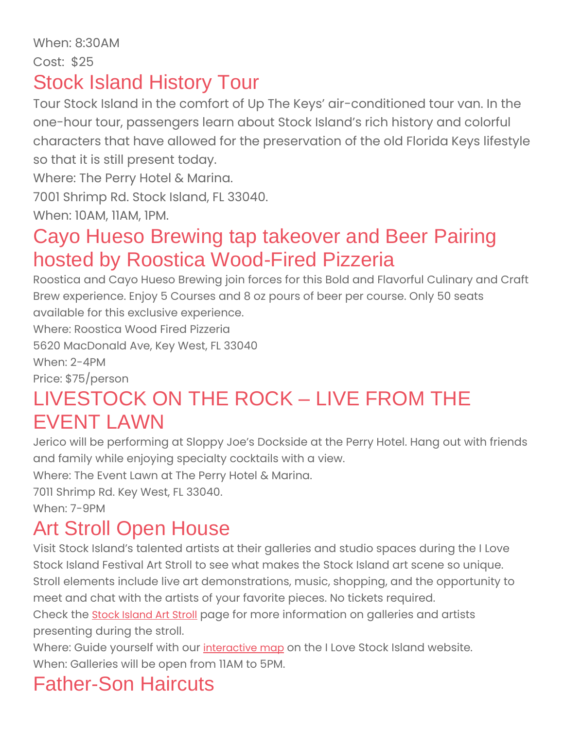When: 8:30AM

Cost: $25

## Stock Island History Tour

Tour Stock Island in the comfort of Up The Keys' air-conditioned tour van. In the one-hour tour, passengers learn about Stock Island's rich history and colorful characters that have allowed for the preservation of the old Florida Keys lifestyle so that it is still present today.

Where: The Perry Hotel & Marina.

7001 Shrimp Rd. Stock Island, FL 33040.

When: 10AM, 11AM, 1PM.

## Cayo Hueso Brewing tap takeover and Beer Pairing hosted by Roostica Wood-Fired Pizzeria

Roostica and Cayo Hueso Brewing join forces for this Bold and Flavorful Culinary and Craft Brew experience. Enjoy 5 Courses and 8 oz pours of beer per course. Only 50 seats available for this exclusive experience.

Where: Roostica Wood Fired Pizzeria

5620 MacDonald Ave, Key West, FL 33040

When: 2-4PM

Price: $75/person

## LIVESTOCK ON THE ROCK – LIVE FROM THE EVENT LAWN

Jerico will be performing at Sloppy Joe's Dockside at the Perry Hotel. Hang out with friends and family while enjoying specialty cocktails with a view.

Where: The Event Lawn at The Perry Hotel & Marina.

7011 Shrimp Rd. Key West, FL 33040.

When: 7-9PM

## Art Stroll Open House

Visit Stock Island's talented artists at their galleries and studio spaces during the I Love Stock Island Festival Art Stroll to see what makes the Stock Island art scene so unique. Stroll elements include live art demonstrations, music, shopping, and the opportunity to meet and chat with the artists of your favorite pieces. No tickets required.

Check the Stock Island Art Stroll page for more information on galleries and artists presenting during the stroll.

Where: Guide yourself with our interactive map on the I Love Stock Island website.

When: Galleries will be open from 11AM to 5PM.

## Father-Son Haircuts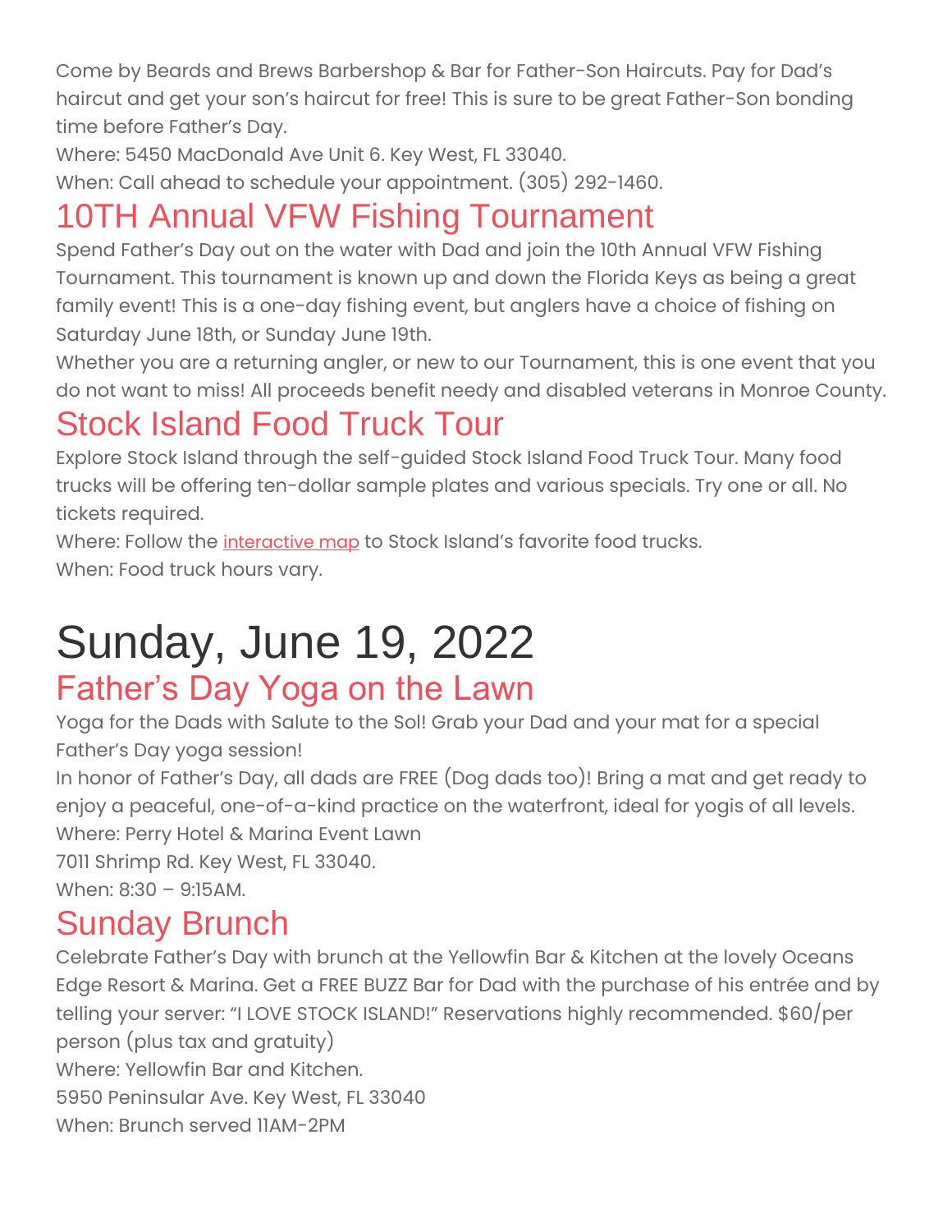Come by Beards and Brews Barbershop & Bar for Father-Son Haircuts. Pay for Dad's haircut and get your son's haircut for free! This is sure to be great Father-Son bonding time before Father's Day.

Where: 5450 MacDonald Ave Unit 6. Key West, FL 33040.

When: Call ahead to schedule your appointment. (305) 292-1460.

## 10TH Annual VFW Fishing Tournament

Spend Father's Day out on the water with Dad and join the 10th Annual VFW Fishing Tournament. This tournament is known up and down the Florida Keys as being a great family event! This is a one-day fishing event, but anglers have a choice of fishing on Saturday June 18th, or Sunday June 19th.

Whether you are a returning angler, or new to our Tournament, this is one event that you do not want to miss! All proceeds benefit needy and disabled veterans in Monroe County.

## Stock Island Food Truck Tour

Explore Stock Island through the self-guided Stock Island Food Truck Tour. Many food trucks will be offering ten-dollar sample plates and various specials. Try one or all. No tickets required.

Where: Follow the interactive map to Stock Island's favorite food trucks.

When: Food truck hours vary.

# Sunday, June 19, 2022

## Father's Day Yoga on the Lawn

Yoga for the Dads with Salute to the Sol! Grab your Dad and your mat for a special Father's Day yoga session!

In honor of Father's Day, all dads are FREE (Dog dads too)! Bring a mat and get ready to enjoy a peaceful, one-of-a-kind practice on the waterfront, ideal for yogis of all levels.

Where: Perry Hotel & Marina Event Lawn

7011 Shrimp Rd. Key West, FL 33040.

When: 8:30 – 9:15AM.

## Sunday Brunch

Celebrate Father's Day with brunch at the Yellowfin Bar & Kitchen at the lovely Oceans Edge Resort & Marina. Get a FREE BUZZ Bar for Dad with the purchase of his entrée and by telling your server: "I LOVE STOCK ISLAND!" Reservations highly recommended. $60/per person (plus tax and gratuity)

Where: Yellowfin Bar and Kitchen.

5950 Peninsular Ave. Key West, FL 33040

When: Brunch served 11AM-2PM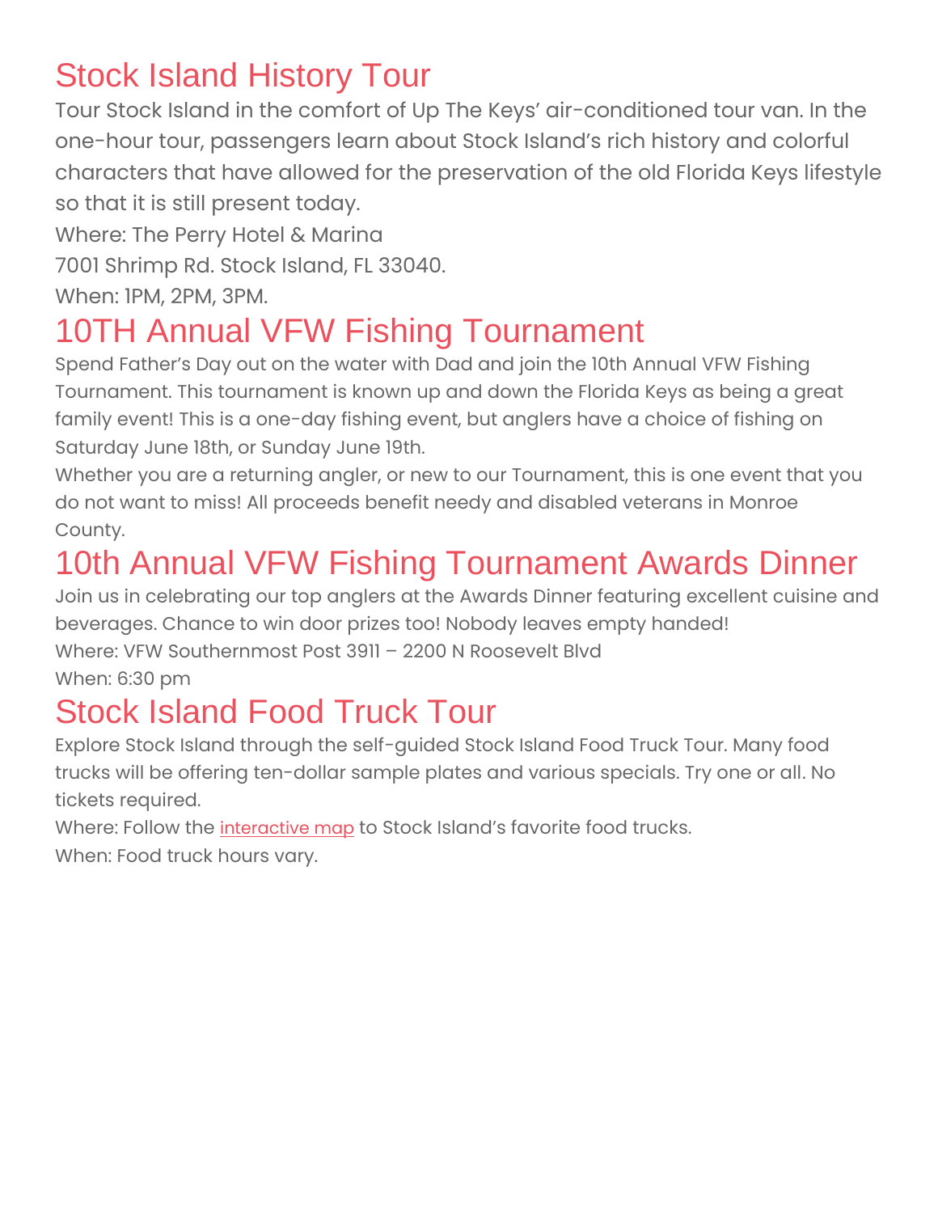## Stock Island History Tour

Tour Stock Island in the comfort of Up The Keys' air-conditioned tour van. In the one-hour tour, passengers learn about Stock Island's rich history and colorful characters that have allowed for the preservation of the old Florida Keys lifestyle so that it is still present today.

Where: The Perry Hotel & Marina

7001 Shrimp Rd. Stock Island, FL 33040.

When: 1PM, 2PM, 3PM.

## 10TH Annual VFW Fishing Tournament

Spend Father's Day out on the water with Dad and join the 10th Annual VFW Fishing Tournament. This tournament is known up and down the Florida Keys as being a great family event! This is a one-day fishing event, but anglers have a choice of fishing on Saturday June 18th, or Sunday June 19th.

Whether you are a returning angler, or new to our Tournament, this is one event that you do not want to miss! All proceeds benefit needy and disabled veterans in Monroe County.

## 10th Annual VFW Fishing Tournament Awards Dinner

Join us in celebrating our top anglers at the Awards Dinner featuring excellent cuisine and beverages. Chance to win door prizes too! Nobody leaves empty handed!

Where: VFW Southernmost Post 3911 – 2200 N Roosevelt Blvd

When: 6:30 pm

## Stock Island Food Truck Tour

Explore Stock Island through the self-guided Stock Island Food Truck Tour. Many food trucks will be offering ten-dollar sample plates and various specials. Try one or all. No tickets required.

Where: Follow the interactive map to Stock Island's favorite food trucks.

When: Food truck hours vary.